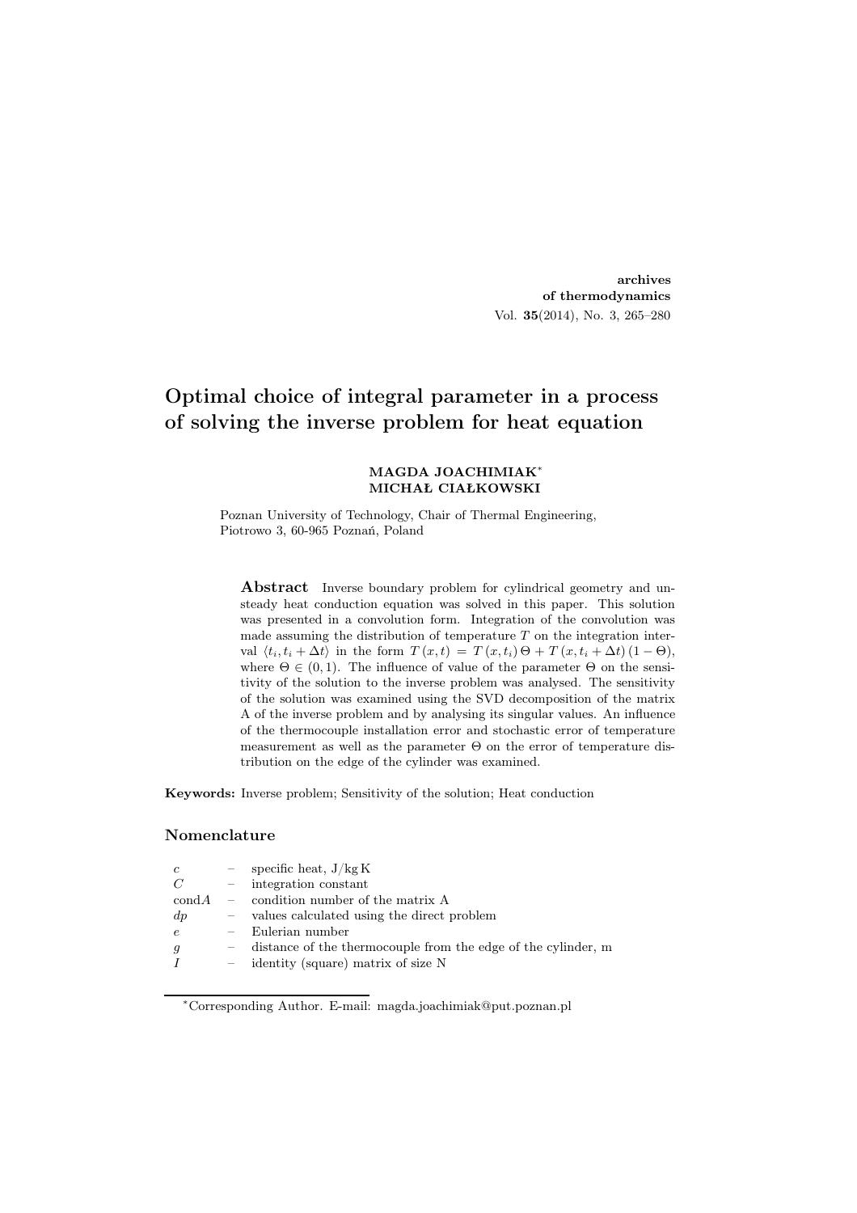archives of thermodynamics
Vol. **35**(2014), No. 3, 265–280

# Optimal choice of integral parameter in a process of solving the inverse problem for heat equation

**MAGDA JOACHIMIAK[*]**
**MICHAŁ CIAŁKOWSKI**

Poznan University of Technology, Chair of Thermal Engineering, Piotrowo 3, 60-965 Poznań, Poland

**Abstract** Inverse boundary problem for cylindrical geometry and unsteady heat conduction equation was solved in this paper. This solution was presented in a convolution form. Integration of the convolution was made assuming the distribution of temperature $T$ on the integration interval $\langle t_i, t_i + \Delta t\rangle$ in the form $T(x,t) = T(x,t_i)\,\Theta + T(x,t_i+\Delta t)\,(1-\Theta)$, where $\Theta \in (0,1)$. The influence of value of the parameter $\Theta$ on the sensitivity of the solution to the inverse problem was analysed. The sensitivity of the solution was examined using the SVD decomposition of the matrix A of the inverse problem and by analysing its singular values. An influence of the thermocouple installation error and stochastic error of temperature measurement as well as the parameter $\Theta$ on the error of temperature distribution on the edge of the cylinder was examined.

**Keywords:** Inverse problem; Sensitivity of the solution; Heat conduction

## Nomenclature

| | | |
|---|---|---|
| $c$ | – | specific heat, J/kg K |
| $C$ | – | integration constant |
| cond$A$ | – | condition number of the matrix A |
| $dp$ | – | values calculated using the direct problem |
| $e$ | – | Eulerian number |
| $g$ | – | distance of the thermocouple from the edge of the cylinder, m |
| $I$ | – | identity (square) matrix of size N |

[*]Corresponding Author. E-mail: magda.joachimiak@put.poznan.pl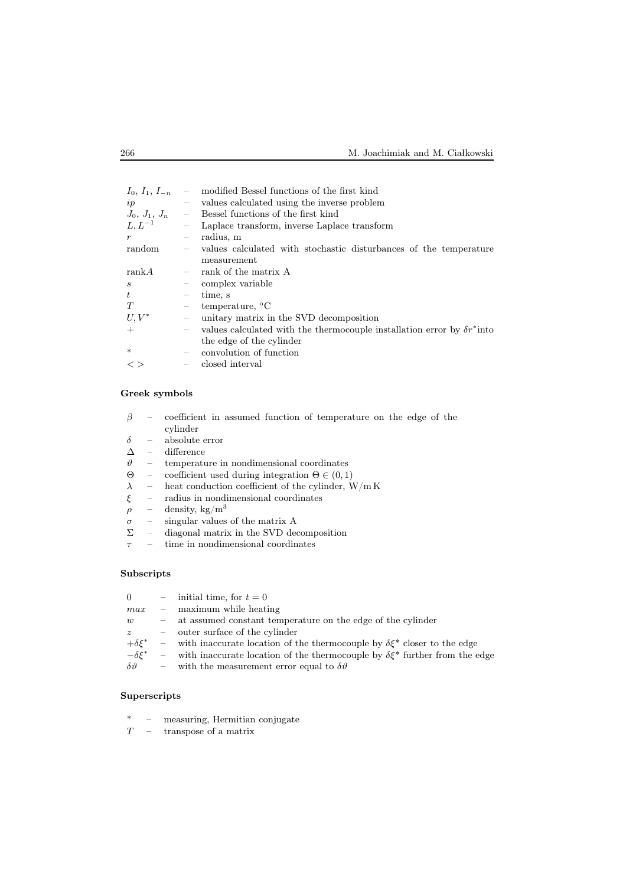$I_0,\ I_1,\ I_{-n}$ – modified Bessel functions of the first kind

$ip$ – values calculated using the inverse problem

$J_0,\ J_1,\ J_n$ – Bessel functions of the first kind

$L, L^{-1}$ – Laplace transform, inverse Laplace transform

$r$ – radius, m

random – values calculated with stochastic disturbances of the temperature measurement

rank$A$ – rank of the matrix A

$s$ – complex variable

$t$ – time, s

$T$ – temperature, °C

$U, V^*$ – unitary matrix in the SVD decomposition

$+$ – values calculated with the thermocouple installation error by $\delta r^*$into the edge of the cylinder

$*$ – convolution of function

$< >$ – closed interval

#### Greek symbols

$\beta$ – coefficient in assumed function of temperature on the edge of the cylinder

$\delta$ – absolute error

$\Delta$ – difference

$\vartheta$ – temperature in nondimensional coordinates

$\Theta$ – coefficient used during integration $\Theta \in (0, 1)$

$\lambda$ – heat conduction coefficient of the cylinder, W/m K

$\xi$ – radius in nondimensional coordinates

$\rho$ – density, kg/m$^3$

$\sigma$ – singular values of the matrix A

$\Sigma$ – diagonal matrix in the SVD decomposition

$\tau$ – time in nondimensional coordinates

#### Subscripts

$0$ – initial time, for $t = 0$

$max$ – maximum while heating

$w$ – at assumed constant temperature on the edge of the cylinder

$z$ – outer surface of the cylinder

$+\delta\xi^*$ – with inaccurate location of the thermocouple by $\delta\xi^*$ closer to the edge

$-\delta\xi^*$ – with inaccurate location of the thermocouple by $\delta\xi^*$ further from the edge

$\delta\vartheta$ – with the measurement error equal to $\delta\vartheta$

#### Superscripts

$*$ – measuring, Hermitian conjugate

$T$ – transpose of a matrix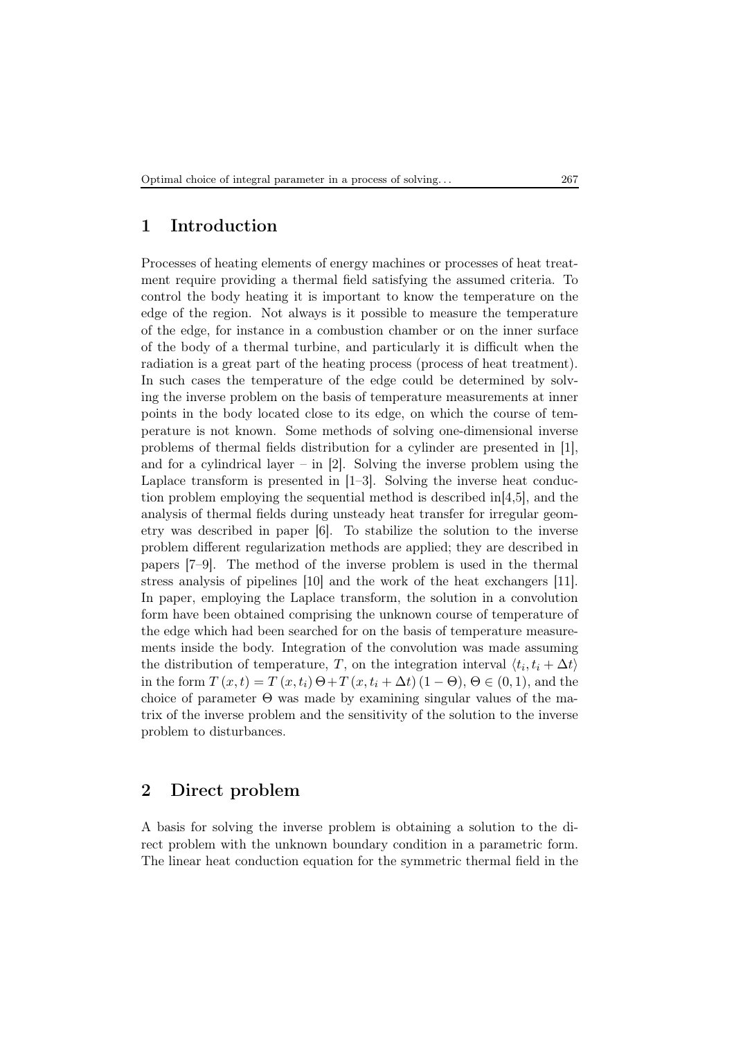# 1 Introduction

Processes of heating elements of energy machines or processes of heat treatment require providing a thermal field satisfying the assumed criteria. To control the body heating it is important to know the temperature on the edge of the region. Not always is it possible to measure the temperature of the edge, for instance in a combustion chamber or on the inner surface of the body of a thermal turbine, and particularly it is difficult when the radiation is a great part of the heating process (process of heat treatment). In such cases the temperature of the edge could be determined by solving the inverse problem on the basis of temperature measurements at inner points in the body located close to its edge, on which the course of temperature is not known. Some methods of solving one-dimensional inverse problems of thermal fields distribution for a cylinder are presented in [1], and for a cylindrical layer – in [2]. Solving the inverse problem using the Laplace transform is presented in [1–3]. Solving the inverse heat conduction problem employing the sequential method is described in[4,5], and the analysis of thermal fields during unsteady heat transfer for irregular geometry was described in paper [6]. To stabilize the solution to the inverse problem different regularization methods are applied; they are described in papers [7–9]. The method of the inverse problem is used in the thermal stress analysis of pipelines [10] and the work of the heat exchangers [11]. In paper, employing the Laplace transform, the solution in a convolution form have been obtained comprising the unknown course of temperature of the edge which had been searched for on the basis of temperature measurements inside the body. Integration of the convolution was made assuming the distribution of temperature, $T$, on the integration interval $\langle t_i, t_i + \Delta t\rangle$ in the form $T(x,t) = T(x,t_i)\,\Theta + T(x,t_i+\Delta t)(1-\Theta)$, $\Theta \in (0,1)$, and the choice of parameter $\Theta$ was made by examining singular values of the matrix of the inverse problem and the sensitivity of the solution to the inverse problem to disturbances.

# 2 Direct problem

A basis for solving the inverse problem is obtaining a solution to the direct problem with the unknown boundary condition in a parametric form. The linear heat conduction equation for the symmetric thermal field in the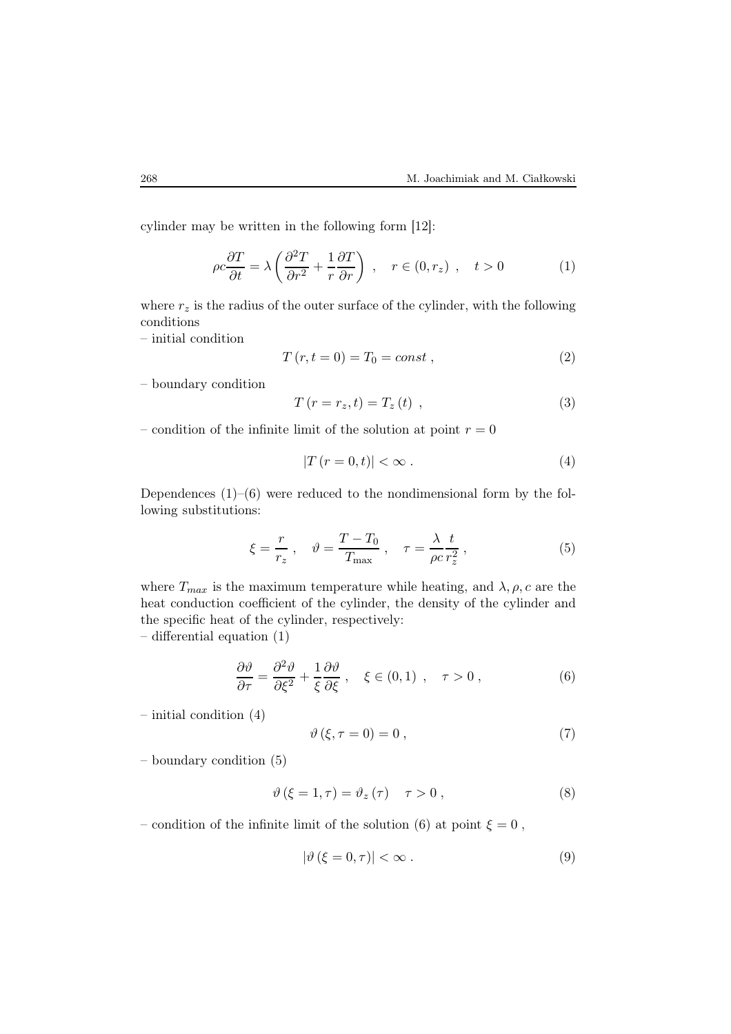cylinder may be written in the following form [12]:

$$\rho c \frac{\partial T}{\partial t} = \lambda \left( \frac{\partial^2 T}{\partial r^2} + \frac{1}{r} \frac{\partial T}{\partial r} \right) , \quad r \in (0, r_z) , \quad t > 0 \tag{1}$$

where $r_z$ is the radius of the outer surface of the cylinder, with the following conditions

– initial condition

$$T(r, t = 0) = T_0 = const , \tag{2}$$

– boundary condition

$$T(r = r_z, t) = T_z(t) , \tag{3}$$

– condition of the infinite limit of the solution at point $r = 0$

$$|T(r = 0, t)| < \infty . \tag{4}$$

Dependences (1)–(6) were reduced to the nondimensional form by the following substitutions:

$$\xi = \frac{r}{r_z} , \quad \vartheta = \frac{T - T_0}{T_{\max}} , \quad \tau = \frac{\lambda}{\rho c} \frac{t}{r_z^2} , \tag{5}$$

where $T_{max}$ is the maximum temperature while heating, and $\lambda, \rho, c$ are the heat conduction coefficient of the cylinder, the density of the cylinder and the specific heat of the cylinder, respectively:

– differential equation (1)

$$\frac{\partial \vartheta}{\partial \tau} = \frac{\partial^2 \vartheta}{\partial \xi^2} + \frac{1}{\xi} \frac{\partial \vartheta}{\partial \xi} , \quad \xi \in (0, 1) , \quad \tau > 0 , \tag{6}$$

– initial condition (4)

$$\vartheta(\xi, \tau = 0) = 0 , \tag{7}$$

– boundary condition (5)

$$\vartheta(\xi = 1, \tau) = \vartheta_z(\tau) \quad \tau > 0 , \tag{8}$$

– condition of the infinite limit of the solution (6) at point $\xi = 0$ ,

$$|\vartheta(\xi = 0, \tau)| < \infty . \tag{9}$$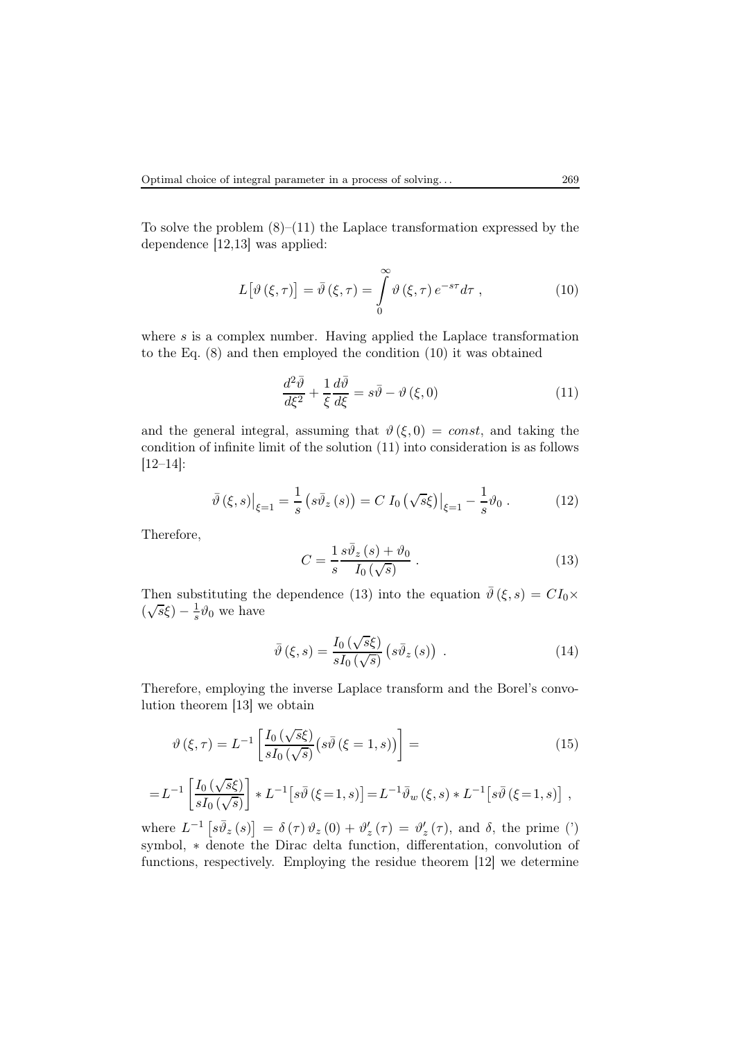To solve the problem (8)–(11) the Laplace transformation expressed by the dependence [12,13] was applied:

$$L\left[\vartheta\left(\xi,\tau\right)\right]=\bar{\vartheta}\left(\xi,\tau\right)=\int\limits_{0}^{\infty}\vartheta\left(\xi,\tau\right)e^{-s\tau}d\tau\;, \tag{10}$$

where $s$ is a complex number. Having applied the Laplace transformation to the Eq. (8) and then employed the condition (10) it was obtained

$$\frac{d^2\bar{\vartheta}}{d\xi^2}+\frac{1}{\xi}\frac{d\bar{\vartheta}}{d\xi}=s\bar{\vartheta}-\vartheta\left(\xi,0\right) \tag{11}$$

and the general integral, assuming that $\vartheta\left(\xi,0\right)=const$, and taking the condition of infinite limit of the solution (11) into consideration is as follows [12–14]:

$$\bar{\vartheta}\left(\xi,s\right)\big|_{\xi=1}=\frac{1}{s}\left(s\bar{\vartheta}_z\left(s\right)\right)=C\;I_0\left(\sqrt{s}\xi\right)\big|_{\xi=1}-\frac{1}{s}\vartheta_0\;. \tag{12}$$

Therefore,

$$C=\frac{1}{s}\frac{s\bar{\vartheta}_z\left(s\right)+\vartheta_0}{I_0\left(\sqrt{s}\right)}\;. \tag{13}$$

Then substituting the dependence (13) into the equation $\bar{\vartheta}\left(\xi,s\right)=CI_0\times\left(\sqrt{s}\xi\right)-\frac{1}{s}\vartheta_0$ we have

$$\bar{\vartheta}\left(\xi,s\right)=\frac{I_0\left(\sqrt{s}\xi\right)}{sI_0\left(\sqrt{s}\right)}\left(s\bar{\vartheta}_z\left(s\right)\right)\;. \tag{14}$$

Therefore, employing the inverse Laplace transform and the Borel's convolution theorem [13] we obtain

$$\vartheta\left(\xi,\tau\right)=L^{-1}\left[\frac{I_0\left(\sqrt{s}\xi\right)}{sI_0\left(\sqrt{s}\right)}\left(s\bar{\vartheta}\left(\xi=1,s\right)\right)\right]= \tag{15}$$

$$=L^{-1}\left[\frac{I_0\left(\sqrt{s}\xi\right)}{sI_0\left(\sqrt{s}\right)}\right]*L^{-1}\left[s\bar{\vartheta}\left(\xi=1,s\right)\right]=L^{-1}\bar{\vartheta}_w\left(\xi,s\right)*L^{-1}\left[s\bar{\vartheta}\left(\xi=1,s\right)\right]\;,$$

where $L^{-1}\left[s\bar{\vartheta}_z\left(s\right)\right]=\delta\left(\tau\right)\vartheta_z\left(0\right)+\vartheta_z'\left(\tau\right)=\vartheta_z'\left(\tau\right)$, and $\delta$, the prime (') symbol, $*$ denote the Dirac delta function, differentation, convolution of functions, respectively. Employing the residue theorem [12] we determine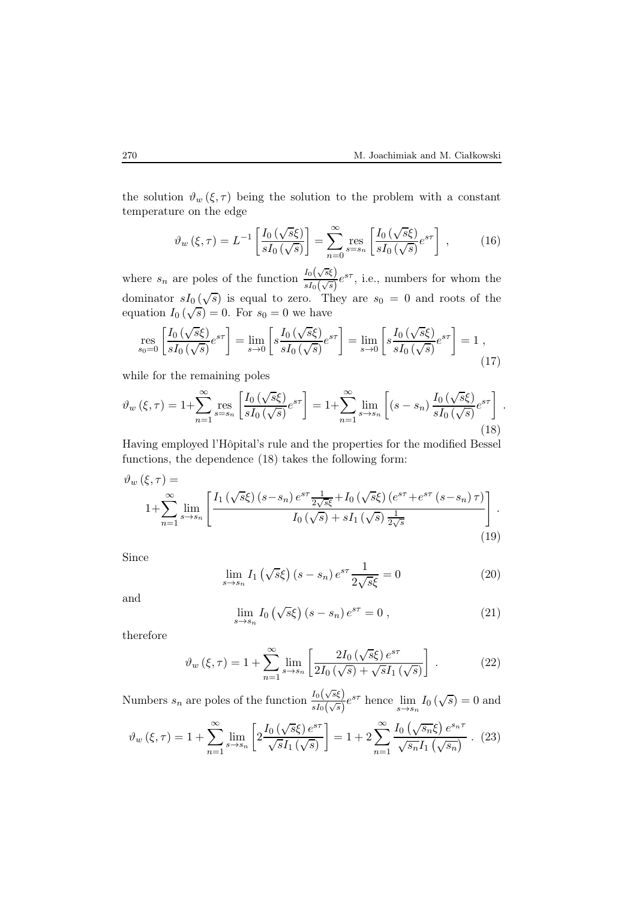the solution $\vartheta_w(\xi,\tau)$ being the solution to the problem with a constant temperature on the edge

$$\vartheta_w(\xi,\tau) = L^{-1}\left[\frac{I_0(\sqrt{s}\xi)}{sI_0(\sqrt{s})}\right] = \sum_{n=0}^{\infty} \operatorname*{res}_{s=s_n}\left[\frac{I_0(\sqrt{s}\xi)}{sI_0(\sqrt{s})}e^{s\tau}\right] , \tag{16}$$

where $s_n$ are poles of the function $\frac{I_0(\sqrt{s}\xi)}{sI_0(\sqrt{s})}e^{s\tau}$, i.e., numbers for whom the dominator $sI_0(\sqrt{s})$ is equal to zero. They are $s_0 = 0$ and roots of the equation $I_0(\sqrt{s}) = 0$. For $s_0 = 0$ we have

$$\operatorname*{res}_{s_0=0}\left[\frac{I_0(\sqrt{s}\xi)}{sI_0(\sqrt{s})}e^{s\tau}\right] = \lim_{s\to 0}\left[s\frac{I_0(\sqrt{s}\xi)}{sI_0(\sqrt{s})}e^{s\tau}\right] = \lim_{s\to 0}\left[s\frac{I_0(\sqrt{s}\xi)}{sI_0(\sqrt{s})}e^{s\tau}\right] = 1 , \tag{17}$$

while for the remaining poles

$$\vartheta_w(\xi,\tau) = 1+\sum_{n=1}^{\infty} \operatorname*{res}_{s=s_n}\left[\frac{I_0(\sqrt{s}\xi)}{sI_0(\sqrt{s})}e^{s\tau}\right] = 1+\sum_{n=1}^{\infty}\lim_{s\to s_n}\left[(s-s_n)\frac{I_0(\sqrt{s}\xi)}{sI_0(\sqrt{s})}e^{s\tau}\right] . \tag{18}$$

Having employed l'Hôpital's rule and the properties for the modified Bessel functions, the dependence (18) takes the following form:

$$\vartheta_w(\xi,\tau) = 1+\sum_{n=1}^{\infty}\lim_{s\to s_n}\left[\frac{I_1(\sqrt{s}\xi)(s-s_n)e^{s\tau}\frac{1}{2\sqrt{s}\xi}+I_0(\sqrt{s}\xi)(e^{s\tau}+e^{s\tau}(s-s_n)\tau)}{I_0(\sqrt{s})+sI_1(\sqrt{s})\frac{1}{2\sqrt{s}}}\right] . \tag{19}$$

Since

$$\lim_{s\to s_n} I_1(\sqrt{s}\xi)(s-s_n)e^{s\tau}\frac{1}{2\sqrt{s}\xi} = 0 \tag{20}$$

and

$$\lim_{s\to s_n} I_0(\sqrt{s}\xi)(s-s_n)e^{s\tau} = 0 , \tag{21}$$

therefore

$$\vartheta_w(\xi,\tau) = 1+\sum_{n=1}^{\infty}\lim_{s\to s_n}\left[\frac{2I_0(\sqrt{s}\xi)e^{s\tau}}{2I_0(\sqrt{s})+\sqrt{s}I_1(\sqrt{s})}\right] . \tag{22}$$

Numbers $s_n$ are poles of the function $\frac{I_0(\sqrt{s}\xi)}{sI_0(\sqrt{s})}e^{s\tau}$ hence $\lim_{s\to s_n} I_0(\sqrt{s}) = 0$ and

$$\vartheta_w(\xi,\tau) = 1+\sum_{n=1}^{\infty}\lim_{s\to s_n}\left[2\frac{I_0(\sqrt{s}\xi)e^{s\tau}}{\sqrt{s}I_1(\sqrt{s})}\right] = 1+2\sum_{n=1}^{\infty}\frac{I_0(\sqrt{s_n}\xi)e^{s_n\tau}}{\sqrt{s_n}I_1(\sqrt{s_n})} . \tag{23}$$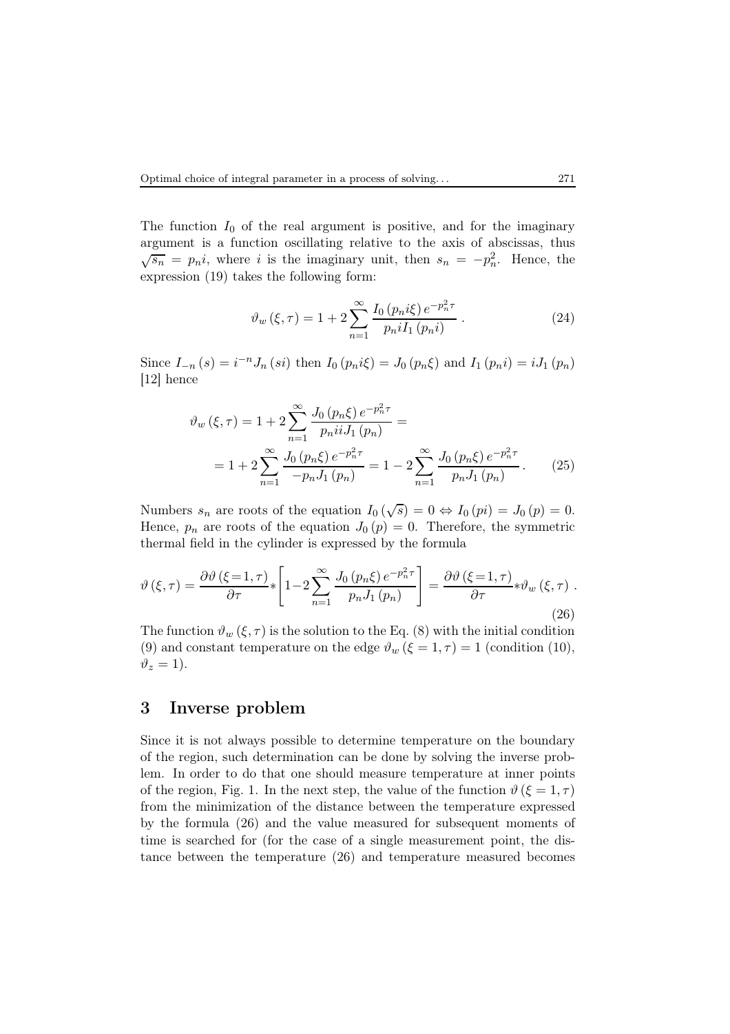The function $I_0$ of the real argument is positive, and for the imaginary argument is a function oscillating relative to the axis of abscissas, thus $\sqrt{s_n} = p_n i$, where $i$ is the imaginary unit, then $s_n = -p_n^2$. Hence, the expression (19) takes the following form:

$$\vartheta_w(\xi,\tau) = 1 + 2\sum_{n=1}^{\infty} \frac{I_0(p_n i\xi)\, e^{-p_n^2\tau}}{p_n i I_1(p_n i)}\,. \tag{24}$$

Since $I_{-n}(s) = i^{-n} J_n(si)$ then $I_0(p_n i\xi) = J_0(p_n\xi)$ and $I_1(p_n i) = iJ_1(p_n)$ [12] hence

$$\begin{aligned}\vartheta_w(\xi,\tau) &= 1 + 2\sum_{n=1}^{\infty} \frac{J_0(p_n\xi)\, e^{-p_n^2\tau}}{p_n ii J_1(p_n)} = \\ &= 1 + 2\sum_{n=1}^{\infty} \frac{J_0(p_n\xi)\, e^{-p_n^2\tau}}{-p_n J_1(p_n)} = 1 - 2\sum_{n=1}^{\infty} \frac{J_0(p_n\xi)\, e^{-p_n^2\tau}}{p_n J_1(p_n)}\,. \end{aligned} \tag{25}$$

Numbers $s_n$ are roots of the equation $I_0(\sqrt{s}) = 0 \Leftrightarrow I_0(pi) = J_0(p) = 0$. Hence, $p_n$ are roots of the equation $J_0(p) = 0$. Therefore, the symmetric thermal field in the cylinder is expressed by the formula

$$\vartheta(\xi,\tau) = \frac{\partial\vartheta(\xi=1,\tau)}{\partial\tau} * \left[1 - 2\sum_{n=1}^{\infty} \frac{J_0(p_n\xi)\, e^{-p_n^2\tau}}{p_n J_1(p_n)}\right] = \frac{\partial\vartheta(\xi=1,\tau)}{\partial\tau} * \vartheta_w(\xi,\tau)\,. \tag{26}$$

The function $\vartheta_w(\xi,\tau)$ is the solution to the Eq. (8) with the initial condition (9) and constant temperature on the edge $\vartheta_w(\xi=1,\tau) = 1$ (condition (10), $\vartheta_z = 1$).

## 3 Inverse problem

Since it is not always possible to determine temperature on the boundary of the region, such determination can be done by solving the inverse problem. In order to do that one should measure temperature at inner points of the region, Fig. 1. In the next step, the value of the function $\vartheta(\xi=1,\tau)$ from the minimization of the distance between the temperature expressed by the formula (26) and the value measured for subsequent moments of time is searched for (for the case of a single measurement point, the distance between the temperature (26) and temperature measured becomes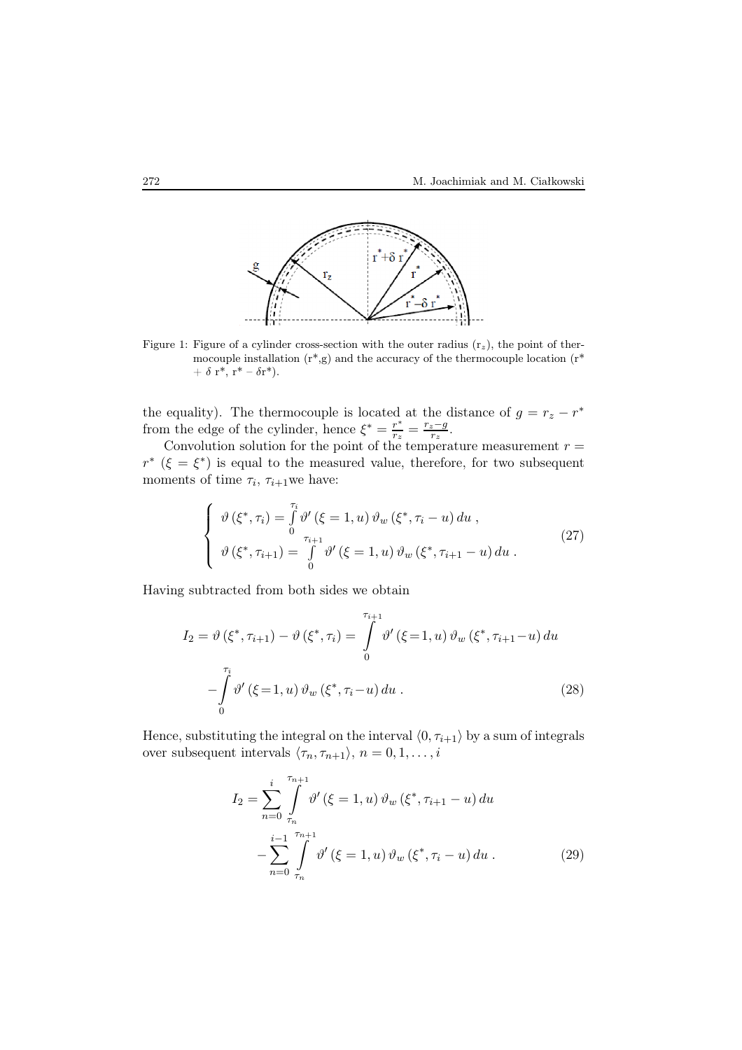Figure 1: Figure of a cylinder cross-section with the outer radius ($r_z$), the point of thermocouple installation ($r^*$,g) and the accuracy of the thermocouple location ($r^* + \delta r^*$, $r^* - \delta r^*$).

the equality). The thermocouple is located at the distance of $g = r_z - r^*$ from the edge of the cylinder, hence $\xi^* = \frac{r^*}{r_z} = \frac{r_z - g}{r_z}$.

Convolution solution for the point of the temperature measurement $r = r^*$ ($\xi = \xi^*$) is equal to the measured value, therefore, for two subsequent moments of time $\tau_i$, $\tau_{i+1}$we have:

$$
\left\{
\begin{array}{l}
\vartheta\left(\xi^*, \tau_i\right) = \int\limits_0^{\tau_i} \vartheta'\left(\xi = 1, u\right) \vartheta_w\left(\xi^*, \tau_i - u\right) du \ , \\
\vartheta\left(\xi^*, \tau_{i+1}\right) = \int\limits_0^{\tau_{i+1}} \vartheta'\left(\xi = 1, u\right) \vartheta_w\left(\xi^*, \tau_{i+1} - u\right) du \ .
\end{array}
\right.
\tag{27}
$$

Having subtracted from both sides we obtain

$$
I_2 = \vartheta\left(\xi^*, \tau_{i+1}\right) - \vartheta\left(\xi^*, \tau_i\right) = \int\limits_0^{\tau_{i+1}} \vartheta'\left(\xi = 1, u\right) \vartheta_w\left(\xi^*, \tau_{i+1} - u\right) du
$$
$$
- \int\limits_0^{\tau_i} \vartheta'\left(\xi = 1, u\right) \vartheta_w\left(\xi^*, \tau_i - u\right) du \ . \tag{28}
$$

Hence, substituting the integral on the interval $\langle 0, \tau_{i+1} \rangle$ by a sum of integrals over subsequent intervals $\langle \tau_n, \tau_{n+1} \rangle$, $n = 0, 1, \ldots, i$

$$
I_2 = \sum_{n=0}^{i} \int\limits_{\tau_n}^{\tau_{n+1}} \vartheta'\left(\xi = 1, u\right) \vartheta_w\left(\xi^*, \tau_{i+1} - u\right) du
$$
$$
- \sum_{n=0}^{i-1} \int\limits_{\tau_n}^{\tau_{n+1}} \vartheta'\left(\xi = 1, u\right) \vartheta_w\left(\xi^*, \tau_i - u\right) du \ . \tag{29}
$$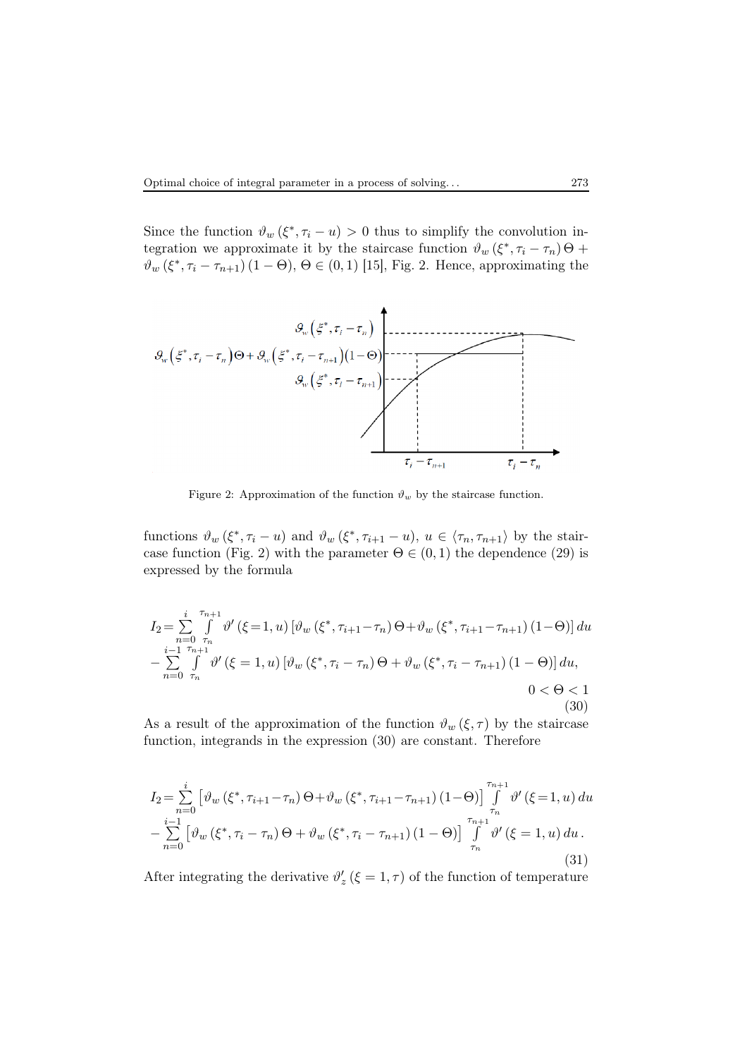Since the function $\vartheta_w(\xi^*, \tau_i - u) > 0$ thus to simplify the convolution integration we approximate it by the staircase function $\vartheta_w(\xi^*, \tau_i - \tau_n)\Theta + \vartheta_w(\xi^*, \tau_i - \tau_{n+1})(1-\Theta)$, $\Theta \in (0,1)$ [15], Fig. 2. Hence, approximating the

$\vartheta_w(\xi^*, \tau_i - \tau_n)$

$\vartheta_w(\xi^*, \tau_i - \tau_n)\Theta + \vartheta_w(\xi^*, \tau_i - \tau_{n+1})(1-\Theta)$

$\vartheta_w(\xi^*, \tau_i - \tau_{n+1})$

$\tau_i - \tau_{n+1}$

$\tau_i - \tau_n$

Figure 2: Approximation of the function $\vartheta_w$ by the staircase function.

functions $\vartheta_w(\xi^*, \tau_i - u)$ and $\vartheta_w(\xi^*, \tau_{i+1} - u)$, $u \in \langle \tau_n, \tau_{n+1} \rangle$ by the staircase function (Fig. 2) with the parameter $\Theta \in (0,1)$ the dependence (29) is expressed by the formula

$$
\begin{aligned}
I_2 = &\sum_{n=0}^{i} \int_{\tau_n}^{\tau_{n+1}} \vartheta'(\xi=1,u)\left[\vartheta_w(\xi^*, \tau_{i+1}-\tau_n)\Theta + \vartheta_w(\xi^*, \tau_{i+1}-\tau_{n+1})(1-\Theta)\right] du \\
&- \sum_{n=0}^{i-1} \int_{\tau_n}^{\tau_{n+1}} \vartheta'(\xi=1,u)\left[\vartheta_w(\xi^*, \tau_i-\tau_n)\Theta + \vartheta_w(\xi^*, \tau_i-\tau_{n+1})(1-\Theta)\right] du, \\
&\qquad 0 < \Theta < 1
\end{aligned}
\tag{30}
$$

As a result of the approximation of the function $\vartheta_w(\xi, \tau)$ by the staircase function, integrands in the expression (30) are constant. Therefore

$$
\begin{aligned}
I_2 = &\sum_{n=0}^{i} \left[\vartheta_w(\xi^*, \tau_{i+1}-\tau_n)\Theta + \vartheta_w(\xi^*, \tau_{i+1}-\tau_{n+1})(1-\Theta)\right] \int_{\tau_n}^{\tau_{n+1}} \vartheta'(\xi=1,u)\, du \\
&- \sum_{n=0}^{i-1} \left[\vartheta_w(\xi^*, \tau_i-\tau_n)\Theta + \vartheta_w(\xi^*, \tau_i-\tau_{n+1})(1-\Theta)\right] \int_{\tau_n}^{\tau_{n+1}} \vartheta'(\xi=1,u)\, du\,.
\end{aligned}
\tag{31}
$$

After integrating the derivative $\vartheta'_z(\xi=1,\tau)$ of the function of temperature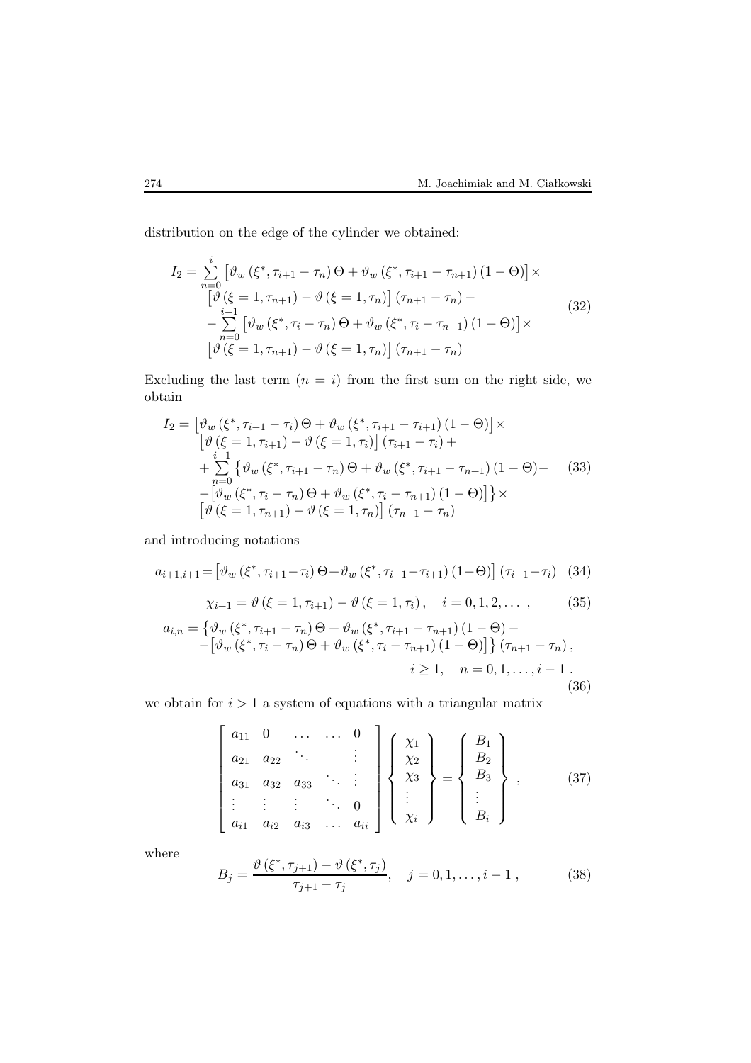distribution on the edge of the cylinder we obtained:

$$
\begin{aligned}
I_2 = \sum_{n=0}^{i} & \left[\vartheta_w\left(\xi^*, \tau_{i+1}-\tau_n\right)\Theta + \vartheta_w\left(\xi^*, \tau_{i+1}-\tau_{n+1}\right)(1-\Theta)\right] \times \\
& \left[\vartheta\left(\xi=1, \tau_{n+1}\right) - \vartheta\left(\xi=1, \tau_n\right)\right]\left(\tau_{n+1}-\tau_n\right) - \\
- \sum_{n=0}^{i-1} & \left[\vartheta_w\left(\xi^*, \tau_i-\tau_n\right)\Theta + \vartheta_w\left(\xi^*, \tau_i-\tau_{n+1}\right)(1-\Theta)\right] \times \\
& \left[\vartheta\left(\xi=1, \tau_{n+1}\right) - \vartheta\left(\xi=1, \tau_n\right)\right]\left(\tau_{n+1}-\tau_n\right)
\end{aligned}
\tag{32}
$$

Excluding the last term ($n = i$) from the first sum on the right side, we obtain

$$
\begin{aligned}
I_2 = & \left[\vartheta_w\left(\xi^*, \tau_{i+1}-\tau_i\right)\Theta + \vartheta_w\left(\xi^*, \tau_{i+1}-\tau_{i+1}\right)(1-\Theta)\right] \times \\
& \left[\vartheta\left(\xi=1, \tau_{i+1}\right) - \vartheta\left(\xi=1, \tau_i\right)\right]\left(\tau_{i+1}-\tau_i\right) + \\
& + \sum_{n=0}^{i-1} \left\{\vartheta_w\left(\xi^*, \tau_{i+1}-\tau_n\right)\Theta + \vartheta_w\left(\xi^*, \tau_{i+1}-\tau_{n+1}\right)(1-\Theta) - \right. \\
& \left. - \left[\vartheta_w\left(\xi^*, \tau_i-\tau_n\right)\Theta + \vartheta_w\left(\xi^*, \tau_i-\tau_{n+1}\right)(1-\Theta)\right]\right\} \times \\
& \left[\vartheta\left(\xi=1, \tau_{n+1}\right) - \vartheta\left(\xi=1, \tau_n\right)\right]\left(\tau_{n+1}-\tau_n\right)
\end{aligned}
\tag{33}
$$

and introducing notations

$$
a_{i+1,i+1} = \left[\vartheta_w\left(\xi^*, \tau_{i+1}-\tau_i\right)\Theta + \vartheta_w\left(\xi^*, \tau_{i+1}-\tau_{i+1}\right)(1-\Theta)\right]\left(\tau_{i+1}-\tau_i\right) \tag{34}
$$

$$
\chi_{i+1} = \vartheta\left(\xi=1, \tau_{i+1}\right) - \vartheta\left(\xi=1, \tau_i\right), \quad i = 0, 1, 2, \dots, \tag{35}
$$

$$
\begin{aligned}
a_{i,n} = & \left\{\vartheta_w\left(\xi^*, \tau_{i+1}-\tau_n\right)\Theta + \vartheta_w\left(\xi^*, \tau_{i+1}-\tau_{n+1}\right)(1-\Theta) - \right. \\
& \left. - \left[\vartheta_w\left(\xi^*, \tau_i-\tau_n\right)\Theta + \vartheta_w\left(\xi^*, \tau_i-\tau_{n+1}\right)(1-\Theta)\right]\right\}\left(\tau_{n+1}-\tau_n\right), \\
& \qquad\qquad i \geq 1, \quad n = 0, 1, \dots, i-1 .
\end{aligned}
\tag{36}
$$

we obtain for $i > 1$ a system of equations with a triangular matrix

$$
\begin{bmatrix}
a_{11} & 0 & \dots & \dots & 0 \\
a_{21} & a_{22} & \ddots & & \vdots \\
a_{31} & a_{32} & a_{33} & \ddots & \vdots \\
\vdots & \vdots & \vdots & \ddots & 0 \\
a_{i1} & a_{i2} & a_{i3} & \dots & a_{ii}
\end{bmatrix}
\begin{Bmatrix}
\chi_1 \\ \chi_2 \\ \chi_3 \\ \vdots \\ \chi_i
\end{Bmatrix}
=
\begin{Bmatrix}
B_1 \\ B_2 \\ B_3 \\ \vdots \\ B_i
\end{Bmatrix},
\tag{37}
$$

where

$$
B_j = \frac{\vartheta\left(\xi^*, \tau_{j+1}\right) - \vartheta\left(\xi^*, \tau_j\right)}{\tau_{j+1}-\tau_j}, \quad j = 0, 1, \dots, i-1, \tag{38}
$$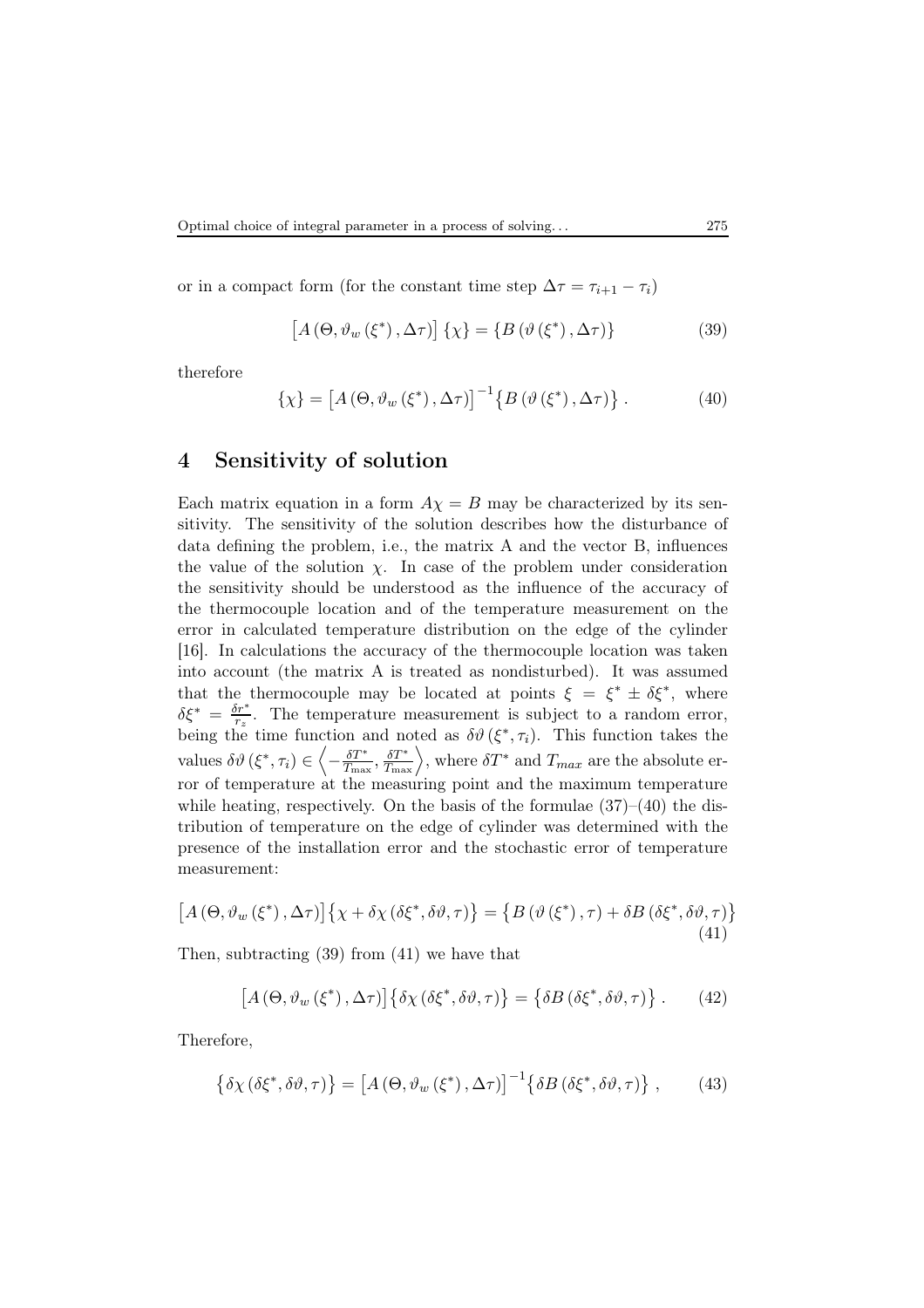or in a compact form (for the constant time step $\Delta\tau = \tau_{i+1} - \tau_i$)

$$\left[A\left(\Theta, \vartheta_w\left(\xi^*\right), \Delta\tau\right)\right]\{\chi\} = \left\{B\left(\vartheta\left(\xi^*\right), \Delta\tau\right)\right\} \tag{39}$$

therefore

$$\{\chi\} = \left[A\left(\Theta, \vartheta_w\left(\xi^*\right), \Delta\tau\right)\right]^{-1}\left\{B\left(\vartheta\left(\xi^*\right), \Delta\tau\right)\right\}. \tag{40}$$

## 4 Sensitivity of solution

Each matrix equation in a form $A\chi = B$ may be characterized by its sensitivity. The sensitivity of the solution describes how the disturbance of data defining the problem, i.e., the matrix A and the vector B, influences the value of the solution $\chi$. In case of the problem under consideration the sensitivity should be understood as the influence of the accuracy of the thermocouple location and of the temperature measurement on the error in calculated temperature distribution on the edge of the cylinder [16]. In calculations the accuracy of the thermocouple location was taken into account (the matrix A is treated as nondisturbed). It was assumed that the thermocouple may be located at points $\xi = \xi^* \pm \delta\xi^*$, where $\delta\xi^* = \frac{\delta r^*}{r_z}$. The temperature measurement is subject to a random error, being the time function and noted as $\delta\vartheta\left(\xi^*, \tau_i\right)$. This function takes the values $\delta\vartheta\left(\xi^*, \tau_i\right) \in \left\langle -\frac{\delta T^*}{T_{\max}}, \frac{\delta T^*}{T_{\max}} \right\rangle$, where $\delta T^*$ and $T_{max}$ are the absolute error of temperature at the measuring point and the maximum temperature while heating, respectively. On the basis of the formulae (37)–(40) the distribution of temperature on the edge of cylinder was determined with the presence of the installation error and the stochastic error of temperature measurement:

$$\left[A\left(\Theta, \vartheta_w\left(\xi^*\right), \Delta\tau\right)\right]\left\{\chi + \delta\chi\left(\delta\xi^*, \delta\vartheta, \tau\right)\right\} = \left\{B\left(\vartheta\left(\xi^*\right), \tau\right) + \delta B\left(\delta\xi^*, \delta\vartheta, \tau\right)\right\} \tag{41}$$

Then, subtracting (39) from (41) we have that

$$\left[A\left(\Theta, \vartheta_w\left(\xi^*\right), \Delta\tau\right)\right]\left\{\delta\chi\left(\delta\xi^*, \delta\vartheta, \tau\right)\right\} = \left\{\delta B\left(\delta\xi^*, \delta\vartheta, \tau\right)\right\}. \tag{42}$$

Therefore,

$$\left\{\delta\chi\left(\delta\xi^*, \delta\vartheta, \tau\right)\right\} = \left[A\left(\Theta, \vartheta_w\left(\xi^*\right), \Delta\tau\right)\right]^{-1}\left\{\delta B\left(\delta\xi^*, \delta\vartheta, \tau\right)\right\}, \tag{43}$$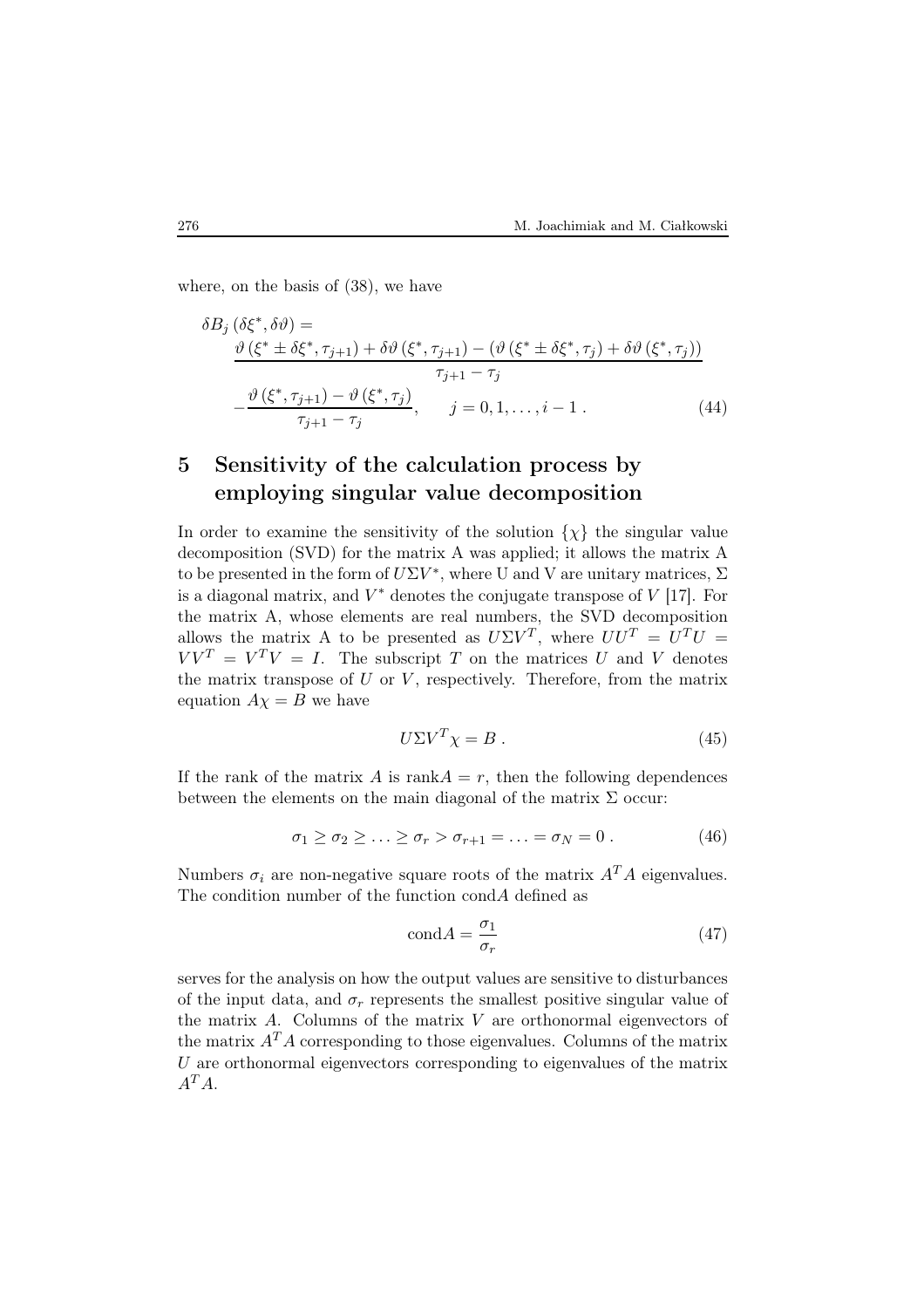where, on the basis of (38), we have

$$
\begin{aligned}
&\delta B_j\left(\delta\xi^*, \delta\vartheta\right) = \\
&\qquad \frac{\vartheta\left(\xi^* \pm \delta\xi^*, \tau_{j+1}\right) + \delta\vartheta\left(\xi^*, \tau_{j+1}\right) - \left(\vartheta\left(\xi^* \pm \delta\xi^*, \tau_j\right) + \delta\vartheta\left(\xi^*, \tau_j\right)\right)}{\tau_{j+1} - \tau_j} \\
&\qquad - \frac{\vartheta\left(\xi^*, \tau_{j+1}\right) - \vartheta\left(\xi^*, \tau_j\right)}{\tau_{j+1} - \tau_j}, \qquad j = 0, 1, \ldots, i-1 \; . \qquad (44)
\end{aligned}
$$

## 5 Sensitivity of the calculation process by employing singular value decomposition

In order to examine the sensitivity of the solution $\{\chi\}$ the singular value decomposition (SVD) for the matrix A was applied; it allows the matrix A to be presented in the form of $U\Sigma V^*$, where U and V are unitary matrices, $\Sigma$ is a diagonal matrix, and $V^*$ denotes the conjugate transpose of $V$ [17]. For the matrix A, whose elements are real numbers, the SVD decomposition allows the matrix A to be presented as $U\Sigma V^T$, where $UU^T = U^T U = VV^T = V^T V = I$. The subscript $T$ on the matrices $U$ and $V$ denotes the matrix transpose of $U$ or $V$, respectively. Therefore, from the matrix equation $A\chi = B$ we have

$$
U\Sigma V^T \chi = B \; . \qquad (45)
$$

If the rank of the matrix $A$ is $\text{rank}A = r$, then the following dependences between the elements on the main diagonal of the matrix $\Sigma$ occur:

$$
\sigma_1 \geq \sigma_2 \geq \ldots \geq \sigma_r > \sigma_{r+1} = \ldots = \sigma_N = 0 \; . \qquad (46)
$$

Numbers $\sigma_i$ are non-negative square roots of the matrix $A^T A$ eigenvalues. The condition number of the function cond$A$ defined as

$$
\text{cond}A = \frac{\sigma_1}{\sigma_r} \qquad (47)
$$

serves for the analysis on how the output values are sensitive to disturbances of the input data, and $\sigma_r$ represents the smallest positive singular value of the matrix $A$. Columns of the matrix $V$ are orthonormal eigenvectors of the matrix $A^T A$ corresponding to those eigenvalues. Columns of the matrix $U$ are orthonormal eigenvectors corresponding to eigenvalues of the matrix $A^T A$.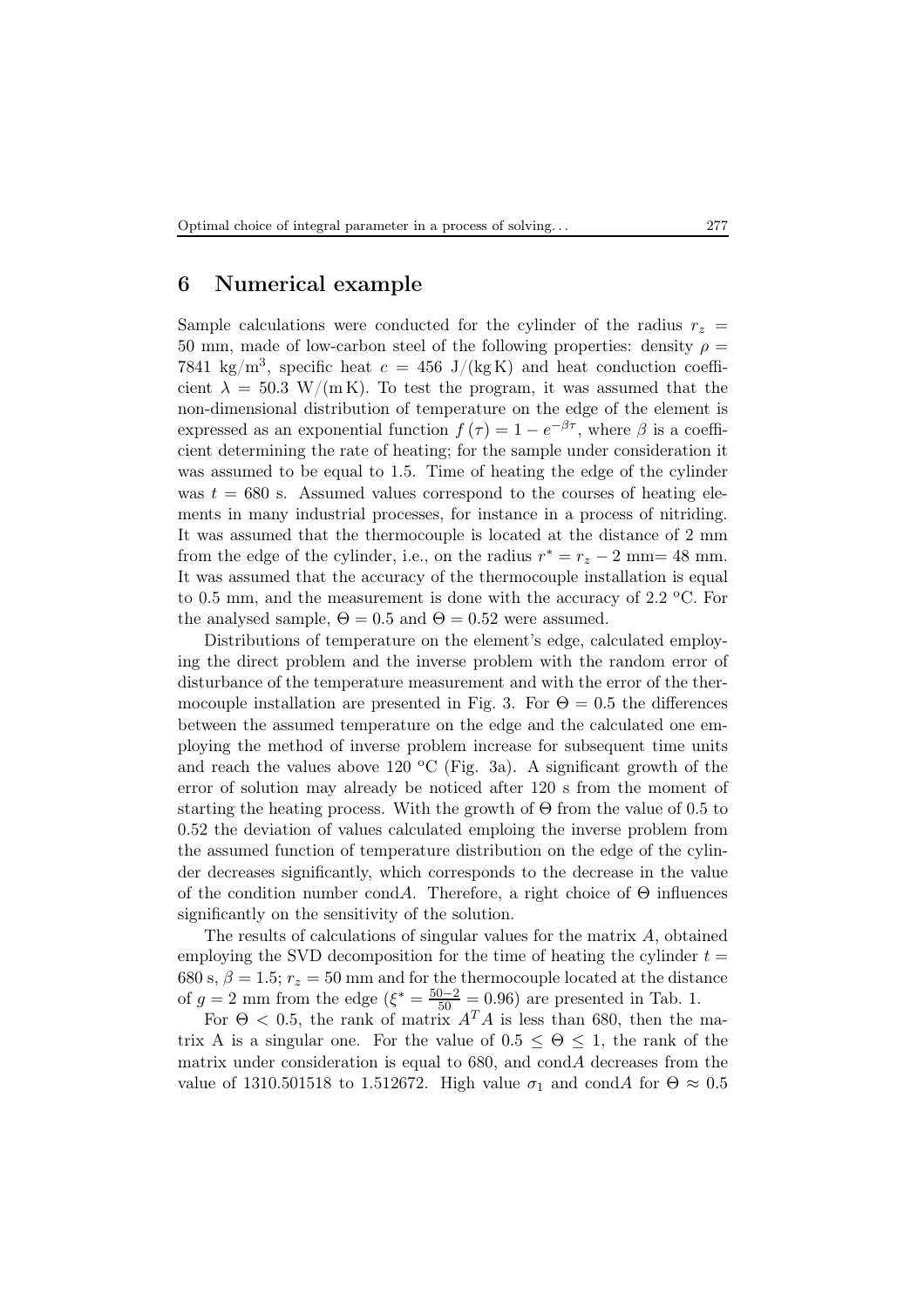## 6 Numerical example

Sample calculations were conducted for the cylinder of the radius $r_z = 50$ mm, made of low-carbon steel of the following properties: density $\rho = 7841$ kg/m$^3$, specific heat $c = 456$ J/(kg K) and heat conduction coefficient $\lambda = 50.3$ W/(m K). To test the program, it was assumed that the non-dimensional distribution of temperature on the edge of the element is expressed as an exponential function $f(\tau) = 1 - e^{-\beta\tau}$, where $\beta$ is a coefficient determining the rate of heating; for the sample under consideration it was assumed to be equal to 1.5. Time of heating the edge of the cylinder was $t = 680$ s. Assumed values correspond to the courses of heating elements in many industrial processes, for instance in a process of nitriding. It was assumed that the thermocouple is located at the distance of 2 mm from the edge of the cylinder, i.e., on the radius $r^* = r_z - 2$ mm= 48 mm. It was assumed that the accuracy of the thermocouple installation is equal to 0.5 mm, and the measurement is done with the accuracy of 2.2 $^{\rm o}$C. For the analysed sample, $\Theta = 0.5$ and $\Theta = 0.52$ were assumed.

Distributions of temperature on the element's edge, calculated employing the direct problem and the inverse problem with the random error of disturbance of the temperature measurement and with the error of the thermocouple installation are presented in Fig. 3. For $\Theta = 0.5$ the differences between the assumed temperature on the edge and the calculated one employing the method of inverse problem increase for subsequent time units and reach the values above 120 $^{\rm o}$C (Fig. 3a). A significant growth of the error of solution may already be noticed after 120 s from the moment of starting the heating process. With the growth of $\Theta$ from the value of 0.5 to 0.52 the deviation of values calculated emploing the inverse problem from the assumed function of temperature distribution on the edge of the cylinder decreases significantly, which corresponds to the decrease in the value of the condition number cond$A$. Therefore, a right choice of $\Theta$ influences significantly on the sensitivity of the solution.

The results of calculations of singular values for the matrix $A$, obtained employing the SVD decomposition for the time of heating the cylinder $t = 680$ s, $\beta = 1.5$; $r_z = 50$ mm and for the thermocouple located at the distance of $g = 2$ mm from the edge ($\xi^* = \frac{50-2}{50} = 0.96$) are presented in Tab. 1.

For $\Theta < 0.5$, the rank of matrix $A^T A$ is less than 680, then the matrix A is a singular one. For the value of $0.5 \leq \Theta \leq 1$, the rank of the matrix under consideration is equal to 680, and cond$A$ decreases from the value of 1310.501518 to 1.512672. High value $\sigma_1$ and cond$A$ for $\Theta \approx 0.5$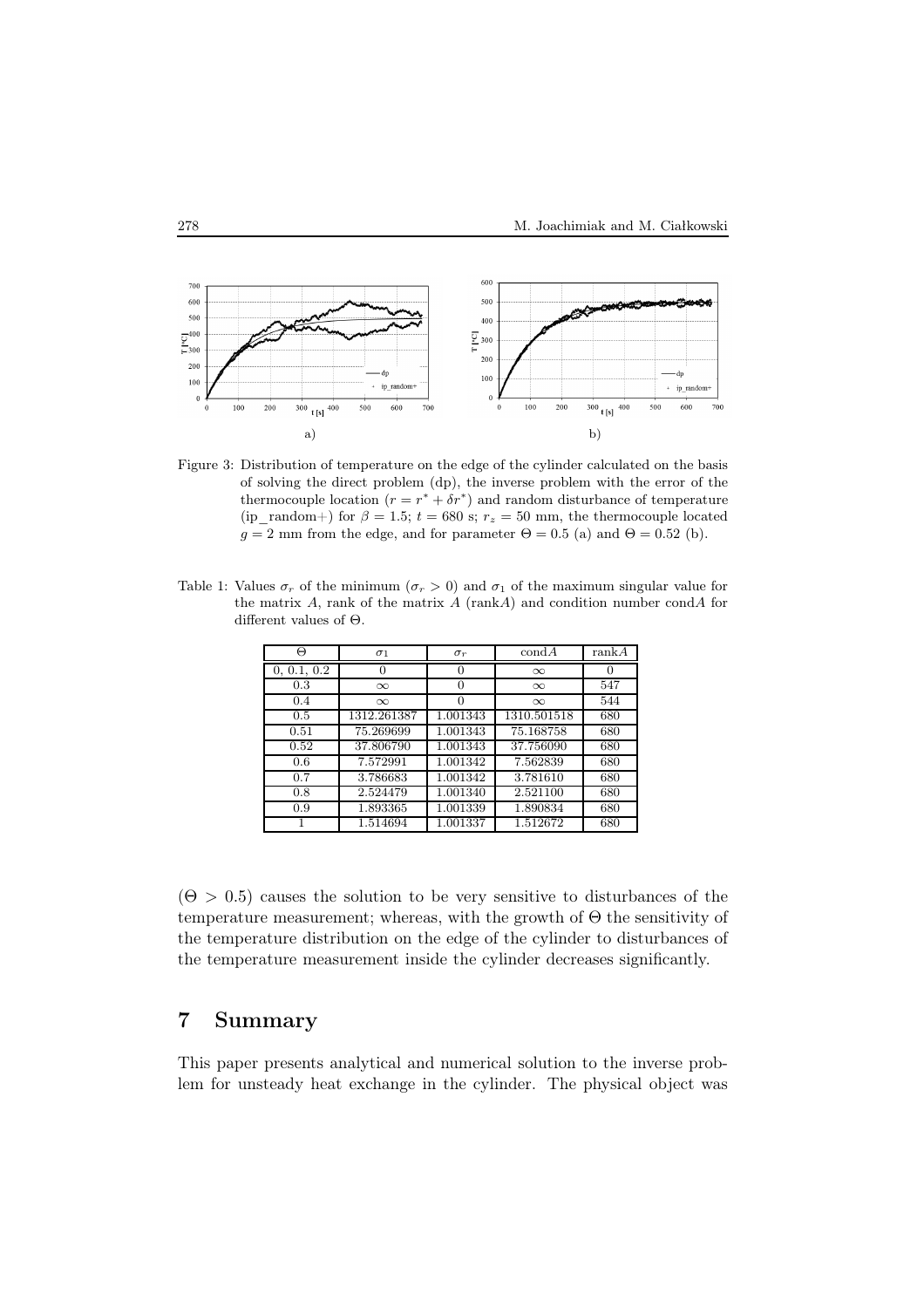700
600
500
400
300
200
100
0
T [°C]
0 100 200 300 400 500 600 700
t [s]
dp
ip_random+
a)

600
500
400
300
200
100
0
T [°C]
0 100 200 300 400 500 600 700
t [s]
dp
ip_random+
b)

Figure 3: Distribution of temperature on the edge of the cylinder calculated on the basis of solving the direct problem (dp), the inverse problem with the error of the thermocouple location ($r = r^* + \delta r^*$) and random disturbance of temperature (ip_random+) for $\beta = 1.5$; $t = 680$ s; $r_z = 50$ mm, the thermocouple located $g = 2$ mm from the edge, and for parameter $\Theta = 0.5$ (a) and $\Theta = 0.52$ (b).

Table 1: Values $\sigma_r$ of the minimum ($\sigma_r > 0$) and $\sigma_1$ of the maximum singular value for the matrix $A$, rank of the matrix $A$ (rank$A$) and condition number cond$A$ for different values of $\Theta$.

| $\Theta$ | $\sigma_1$ | $\sigma_r$ | cond$A$ | rank$A$ |
|---|---|---|---|---|
| 0, 0.1, 0.2 | 0 | 0 | $\infty$ | 0 |
| 0.3 | $\infty$ | 0 | $\infty$ | 547 |
| 0.4 | $\infty$ | 0 | $\infty$ | 544 |
| 0.5 | 1312.261387 | 1.001343 | 1310.501518 | 680 |
| 0.51 | 75.269699 | 1.001343 | 75.168758 | 680 |
| 0.52 | 37.806790 | 1.001343 | 37.756090 | 680 |
| 0.6 | 7.572991 | 1.001342 | 7.562839 | 680 |
| 0.7 | 3.786683 | 1.001342 | 3.781610 | 680 |
| 0.8 | 2.524479 | 1.001340 | 2.521100 | 680 |
| 0.9 | 1.893365 | 1.001339 | 1.890834 | 680 |
| 1 | 1.514694 | 1.001337 | 1.512672 | 680 |

($\Theta > 0.5$) causes the solution to be very sensitive to disturbances of the temperature measurement; whereas, with the growth of $\Theta$ the sensitivity of the temperature distribution on the edge of the cylinder to disturbances of the temperature measurement inside the cylinder decreases significantly.

# 7 Summary

This paper presents analytical and numerical solution to the inverse problem for unsteady heat exchange in the cylinder. The physical object was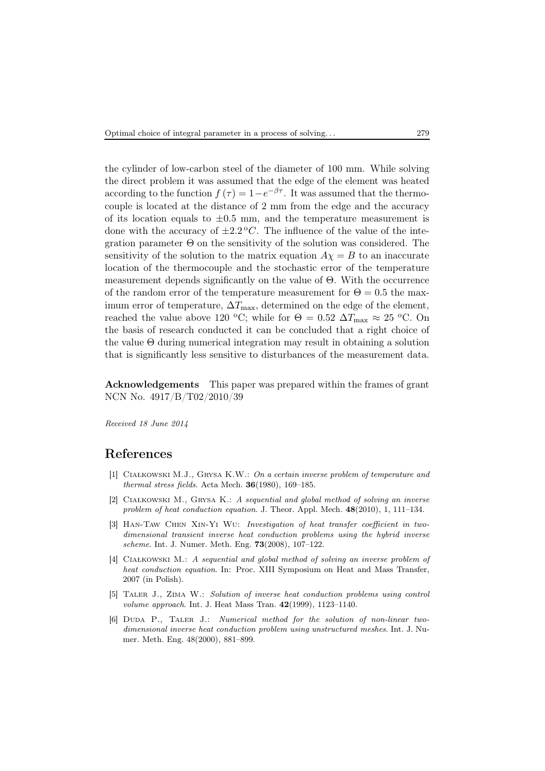the cylinder of low-carbon steel of the diameter of 100 mm. While solving the direct problem it was assumed that the edge of the element was heated according to the function $f(\tau) = 1 - e^{-\beta\tau}$. It was assumed that the thermocouple is located at the distance of 2 mm from the edge and the accuracy of its location equals to $\pm 0.5$ mm, and the temperature measurement is done with the accuracy of $\pm 2.2\,^oC$. The influence of the value of the integration parameter $\Theta$ on the sensitivity of the solution was considered. The sensitivity of the solution to the matrix equation $A\chi = B$ to an inaccurate location of the thermocouple and the stochastic error of the temperature measurement depends significantly on the value of $\Theta$. With the occurrence of the random error of the temperature measurement for $\Theta = 0.5$ the maximum error of temperature, $\Delta T_{\max}$, determined on the edge of the element, reached the value above 120 $^o$C; while for $\Theta = 0.52$ $\Delta T_{\max} \approx 25$ $^o$C. On the basis of research conducted it can be concluded that a right choice of the value $\Theta$ during numerical integration may result in obtaining a solution that is significantly less sensitive to disturbances of the measurement data.

**Acknowledgements** This paper was prepared within the frames of grant NCN No. 4917/B/T02/2010/39

*Received 18 June 2014*

# References

[1] Ciałkowski M.J., Grysa K.W.: *On a certain inverse problem of temperature and thermal stress fields*. Acta Mech. **36**(1980), 169–185.

[2] Ciałkowski M., Grysa K.: *A sequential and global method of solving an inverse problem of heat conduction equation*. J. Theor. Appl. Mech. **48**(2010), 1, 111–134.

[3] Han-Taw Chen Xin-Yi Wu: *Investigation of heat transfer coefficient in two-dimensional transient inverse heat conduction problems using the hybrid inverse scheme*. Int. J. Numer. Meth. Eng. **73**(2008), 107–122.

[4] Ciałkowski M.: *A sequential and global method of solving an inverse problem of heat conduction equation*. In: Proc. XIII Symposium on Heat and Mass Transfer, 2007 (in Polish).

[5] Taler J., Zima W.: *Solution of inverse heat conduction problems using control volume approach*. Int. J. Heat Mass Tran. **42**(1999), 1123–1140.

[6] Duda P., Taler J.: *Numerical method for the solution of non-linear two-dimensional inverse heat conduction problem using unstructured meshes*. Int. J. Numer. Meth. Eng. 48(2000), 881–899.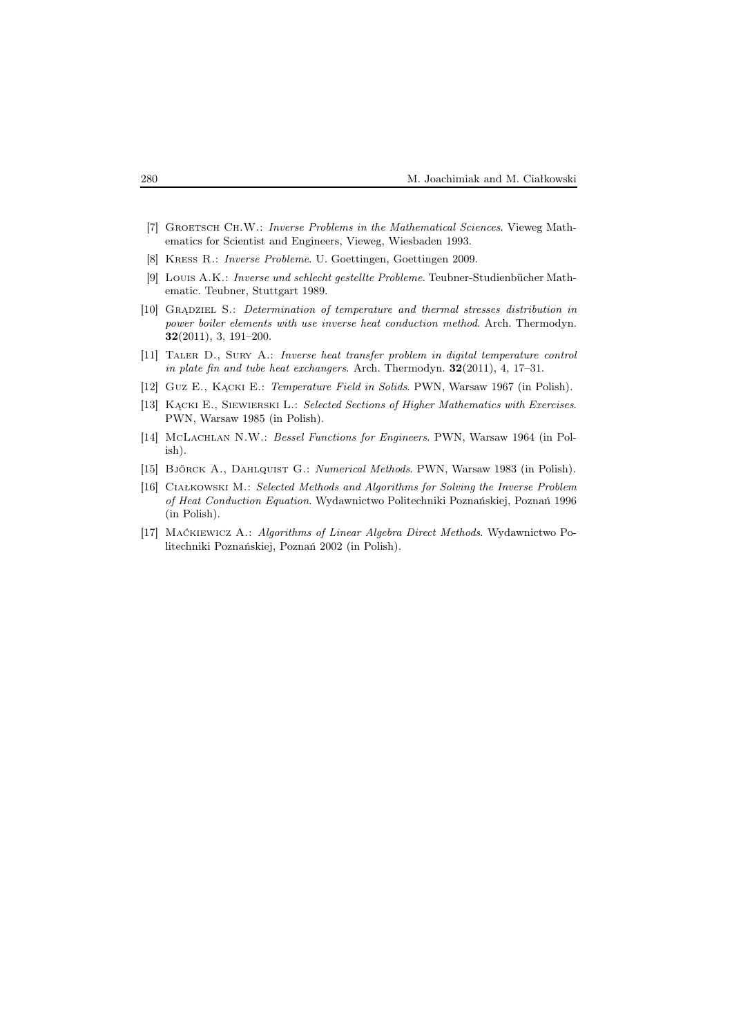[7] Groetsch Ch.W.: *Inverse Problems in the Mathematical Sciences*. Vieweg Mathematics for Scientist and Engineers, Vieweg, Wiesbaden 1993.

[8] Kress R.: *Inverse Probleme*. U. Goettingen, Goettingen 2009.

[9] Louis A.K.: *Inverse und schlecht gestellte Probleme*. Teubner-Studienbücher Mathematic. Teubner, Stuttgart 1989.

[10] Grądziel S.: *Determination of temperature and thermal stresses distribution in power boiler elements with use inverse heat conduction method*. Arch. Thermodyn. **32**(2011), 3, 191–200.

[11] Taler D., Sury A.: *Inverse heat transfer problem in digital temperature control in plate fin and tube heat exchangers*. Arch. Thermodyn. **32**(2011), 4, 17–31.

[12] Guz E., Kącki E.: *Temperature Field in Solids*. PWN, Warsaw 1967 (in Polish).

[13] Kącki E., Siewierski L.: *Selected Sections of Higher Mathematics with Exercises*. PWN, Warsaw 1985 (in Polish).

[14] McLachlan N.W.: *Bessel Functions for Engineers*. PWN, Warsaw 1964 (in Polish).

[15] Björck A., Dahlquist G.: *Numerical Methods*. PWN, Warsaw 1983 (in Polish).

[16] Ciałkowski M.: *Selected Methods and Algorithms for Solving the Inverse Problem of Heat Conduction Equation*. Wydawnictwo Politechniki Poznańskiej, Poznań 1996 (in Polish).

[17] Maćkiewicz A.: *Algorithms of Linear Algebra Direct Methods*. Wydawnictwo Politechniki Poznańskiej, Poznań 2002 (in Polish).